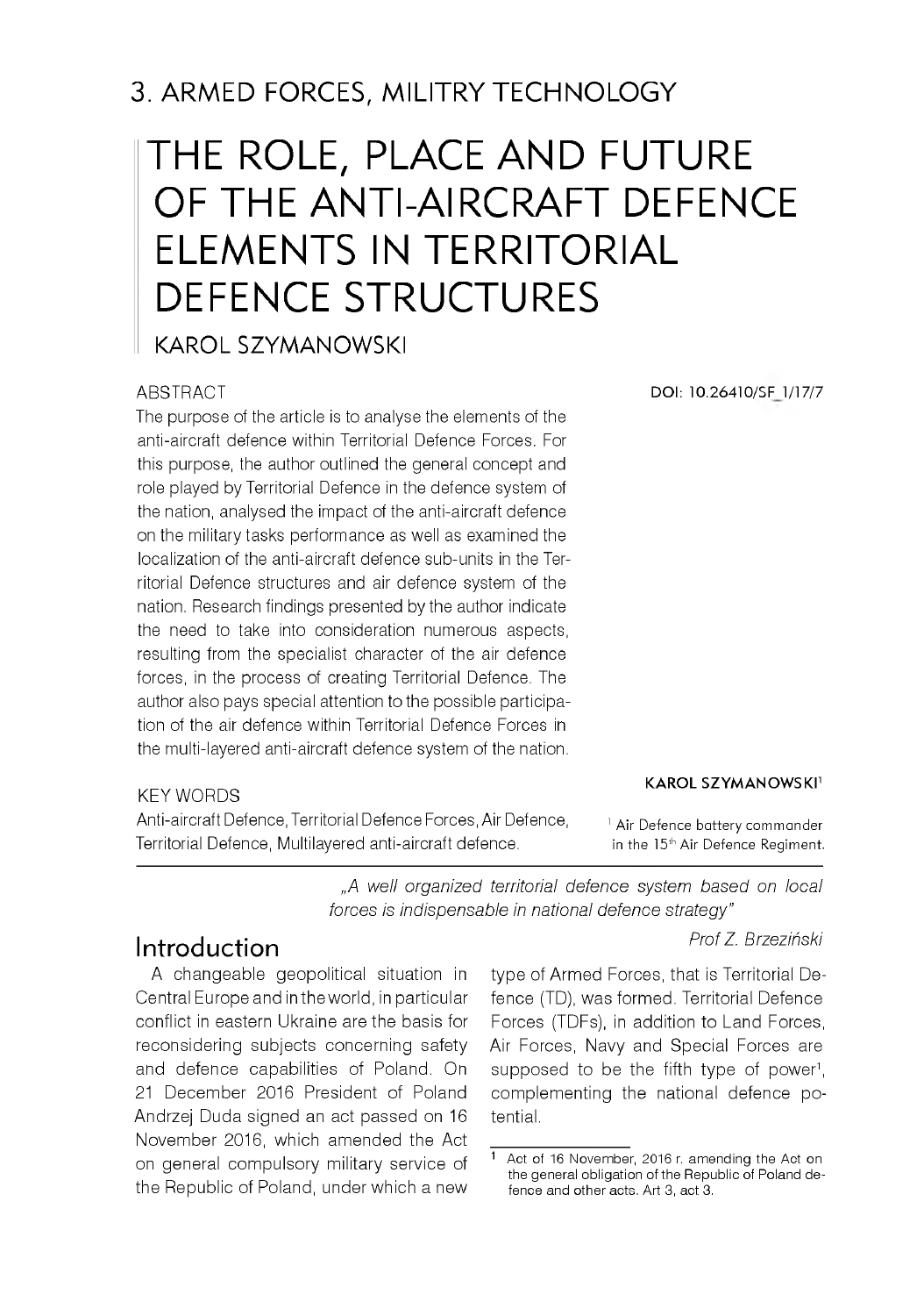## 3. ARMED FORCES, MILITRY TECHNOLOGY

# THE ROLE, PLACE AND FUTURE OF THE ANTI-AIRCRAFT DEFENCE ELEMENTS IN TERRITORIAL DEFENCE STRUCTURES

KAROL SZYMANOWSKI

DOI: 10.26410/SF_1/17/7

### ABSTRACT

The purpose of the article is to analyse the elements of the anti-aircraft defence within Territorial Defence Forces. For this purpose, the author outlined the general concept and role played by Territorial Defence in the defence system of the nation, analysed the impact of the anti-aircraft defence on the military tasks performance as well as examined the localization of the anti-aircraft defence sub-units in the Territorial Defence structures and air defence system of the nation. Research findings presented by the author indicate the need to take into consideration numerous aspects, resulting from the specialist character of the air defence forces, in the process of creating Territorial Defence. The author also pays special attention to the possible participation of the air defence within Territorial Defence Forces in the multi-layered anti-aircraft defence system of the nation.

### KEY WORDS

Anti-aircraft Defence, Territorial Defence Forces, Air Defence, Territorial Defence, Multilayered anti-aircraft defence.

**KAROL SZYMANOWSKI**[1]

[1] Air Defence battery commander in the 15[th] Air Defence Regiment.

---

*„A well organized territorial defence system based on local forces is indispensable in national defence strategy"*

*Prof Z. Brzeziński*

## Introduction

A changeable geopolitical situation in Central Europe and in the world, in particular conflict in eastern Ukraine are the basis for reconsidering subjects concerning safety and defence capabilities of Poland. On 21 December 2016 President of Poland Andrzej Duda signed an act passed on 16 November 2016, which amended the Act on general compulsory military service of the Republic of Poland, under which a new type of Armed Forces, that is Territorial Defence (TD), was formed. Territorial Defence Forces (TDFs), in addition to Land Forces, Air Forces, Navy and Special Forces are supposed to be the fifth type of power[1], complementing the national defence potential.

[1] Act of 16 November, 2016 r. amending the Act on the general obligation of the Republic of Poland defence and other acts. Art 3, act 3.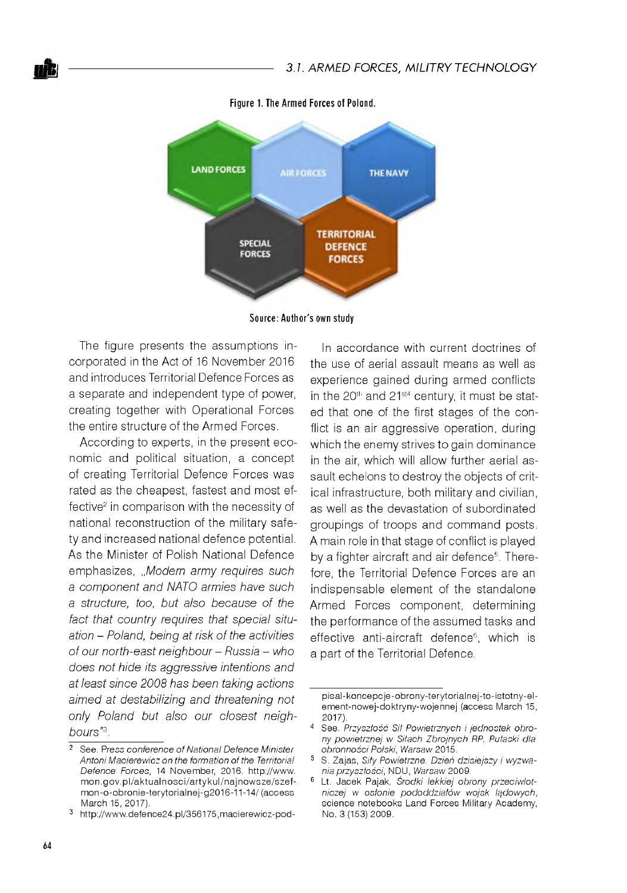Figure 1. The Armed Forces of Poland.

LAND FORCES | AIR FORCES | THE NAVY | SPECIAL FORCES | TERRITORIAL DEFENCE FORCES

Source: Author's own study

The figure presents the assumptions incorporated in the Act of 16 November 2016 and introduces Territorial Defence Forces as a separate and independent type of power, creating together with Operational Forces the entire structure of the Armed Forces.

According to experts, in the present economic and political situation, a concept of creating Territorial Defence Forces was rated as the cheapest, fastest and most effective[2] in comparison with the necessity of national reconstruction of the military safety and increased national defence potential. As the Minister of Polish National Defence emphasizes, *„Modern army requires such a component and NATO armies have such a structure, too, but also because of the fact that country requires that special situation – Poland, being at risk of the activities of our north-east neighbour – Russia – who does not hide its aggressive intentions and at least since 2008 has been taking actions aimed at destabilizing and threatening not only Poland but also our closest neighbours"*[3].

In accordance with current doctrines of the use of aerial assault means as well as experience gained during armed conflicts in the 20th and 21st[4] century, it must be stated that one of the first stages of the conflict is an air aggressive operation, during which the enemy strives to gain dominance in the air, which will allow further aerial assault echelons to destroy the objects of critical infrastructure, both military and civilian, as well as the devastation of subordinated groupings of troops and command posts. A main role in that stage of conflict is played by a fighter aircraft and air defence[5]. Therefore, the Territorial Defence Forces are an indispensable element of the standalone Armed Forces component, determining the performance of the assumed tasks and effective anti-aircraft defence[6], which is a part of the Territorial Defence.

---

[2] See. Press conference of National Defence Minister *Antoni Macierewicz on the formation of the Territorial Defence Forces*, 14 November, 2016. http://www.mon.gov.pl/aktualnosci/artykul/najnowsze/szef-mon-o-obronie-terytorialnej-g2016-11-14/ (access March 15, 2017).

[3] http://www.defence24.pl/356175,macierewicz-podpisal-koncepcje-obrony-terytorialnej-to-istotny-element-nowej-doktryny-wojennej (access March 15, 2017).

[4] See. *Przyszłość Sił Powietrznych i jednostek obrony powietrznej w Siłach Zbrojnych RP, Pułaski dla obronności Polski*, Warsaw 2015.

[5] S. Zajas, *Siły Powietrzne. Dzień dzisiejszy i wyzwania przyszłości*, NDU, Warsaw 2009.

[6] Lt. Jacek Pajak, *Środki lekkiej obrony przeciwlotniczej w osłonie pododdziałów wojsk lądowych*, science notebooks Land Forces Military Academy, No. 3 (153) 2009.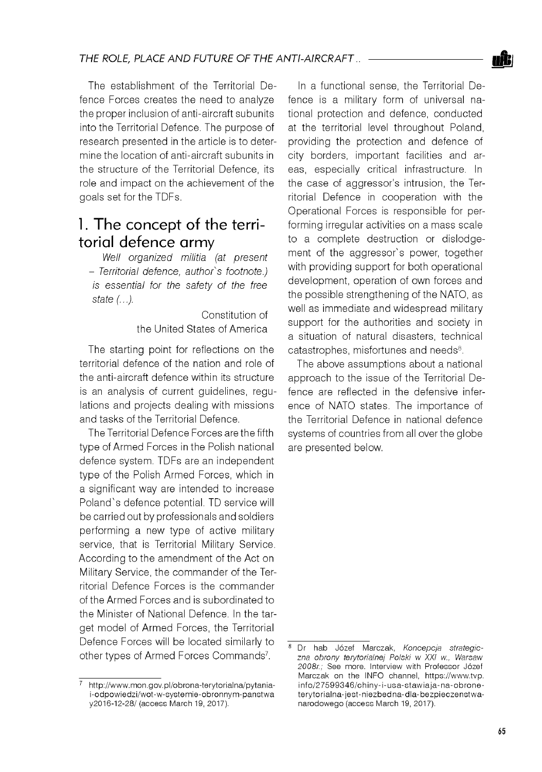The establishment of the Territorial Defence Forces creates the need to analyze the proper inclusion of anti-aircraft subunits into the Territorial Defence. The purpose of research presented in the article is to determine the location of anti-aircraft subunits in the structure of the Territorial Defence, its role and impact on the achievement of the goals set for the TDFs.

## 1. The concept of the territorial defence army

> *Well organized militia (at present – Territorial defence, author's footnote.) is essential for the safety of the free state (…).*
>
> Constitution of the United States of America

The starting point for reflections on the territorial defence of the nation and role of the anti-aircraft defence within its structure is an analysis of current guidelines, regulations and projects dealing with missions and tasks of the Territorial Defence.

The Territorial Defence Forces are the fifth type of Armed Forces in the Polish national defence system. TDFs are an independent type of the Polish Armed Forces, which in a significant way are intended to increase Poland's defence potential. TD service will be carried out by professionals and soldiers performing a new type of active military service, that is Territorial Military Service. According to the amendment of the Act on Military Service, the commander of the Territorial Defence Forces is the commander of the Armed Forces and is subordinated to the Minister of National Defence. In the target model of Armed Forces, the Territorial Defence Forces will be located similarly to other types of Armed Forces Commands[7].

In a functional sense, the Territorial Defence is a military form of universal national protection and defence, conducted at the territorial level throughout Poland, providing the protection and defence of city borders, important facilities and areas, especially critical infrastructure. In the case of aggressor's intrusion, the Territorial Defence in cooperation with the Operational Forces is responsible for performing irregular activities on a mass scale to a complete destruction or dislodgement of the aggressor's power, together with providing support for both operational development, operation of own forces and the possible strengthening of the NATO, as well as immediate and widespread military support for the authorities and society in a situation of natural disasters, technical catastrophes, misfortunes and needs[8].

The above assumptions about a national approach to the issue of the Territorial Defence are reflected in the defensive inference of NATO states. The importance of the Territorial Defence in national defence systems of countries from all over the globe are presented below.

---

[7] http://www.mon.gov.pl/obrona-terytorialna/pytania-i-odpowiedzi/wot-w-systemie-obronnym-panstwa y2016-12-28/ (access March 19, 2017).

[8] Dr hab Józef Marczak, *Koncepcja strategiczna obrony terytorialnej Polski w XXI w., Warsaw 2008r.*; See more. Interview with Professor Józef Marczak on the INFO channel, https://www.tvp.info/27599346/chiny-i-usa-stawiaja-na-obrone-terytorialna-jest-niezbedna-dla-bezpieczenstwa-narodowego (access March 19, 2017).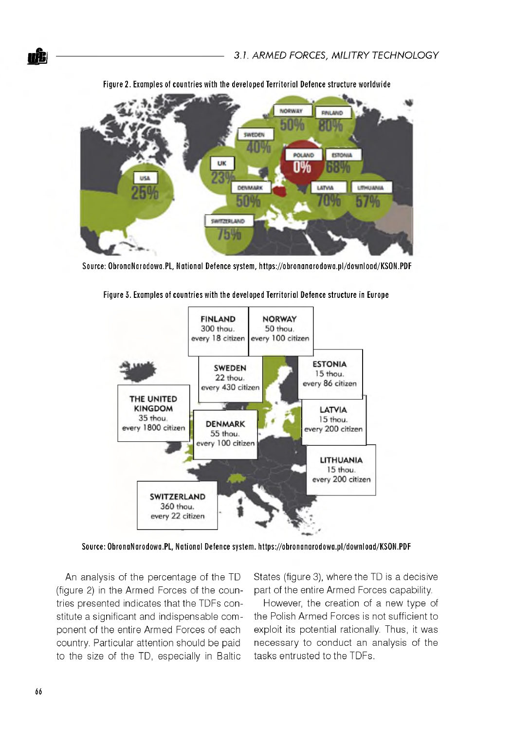Figure 2. Examples of countries with the developed Territorial Defence structure worldwide

Source: ObronaNarodowa.PL, National Defence system, https://obronanarodowa.pl/download/KSON.PDF

Figure 3. Examples of countries with the developed Territorial Defence structure in Europe

Source: ObronaNarodowa.PL, National Defence system. https://obronanarodowa.pl/download/KSON.PDF

An analysis of the percentage of the TD (figure 2) in the Armed Forces of the countries presented indicates that the TDFs constitute a significant and indispensable component of the entire Armed Forces of each country. Particular attention should be paid to the size of the TD, especially in Baltic States (figure 3), where the TD is a decisive part of the entire Armed Forces capability.

However, the creation of a new type of the Polish Armed Forces is not sufficient to exploit its potential rationally. Thus, it was necessary to conduct an analysis of the tasks entrusted to the TDFs.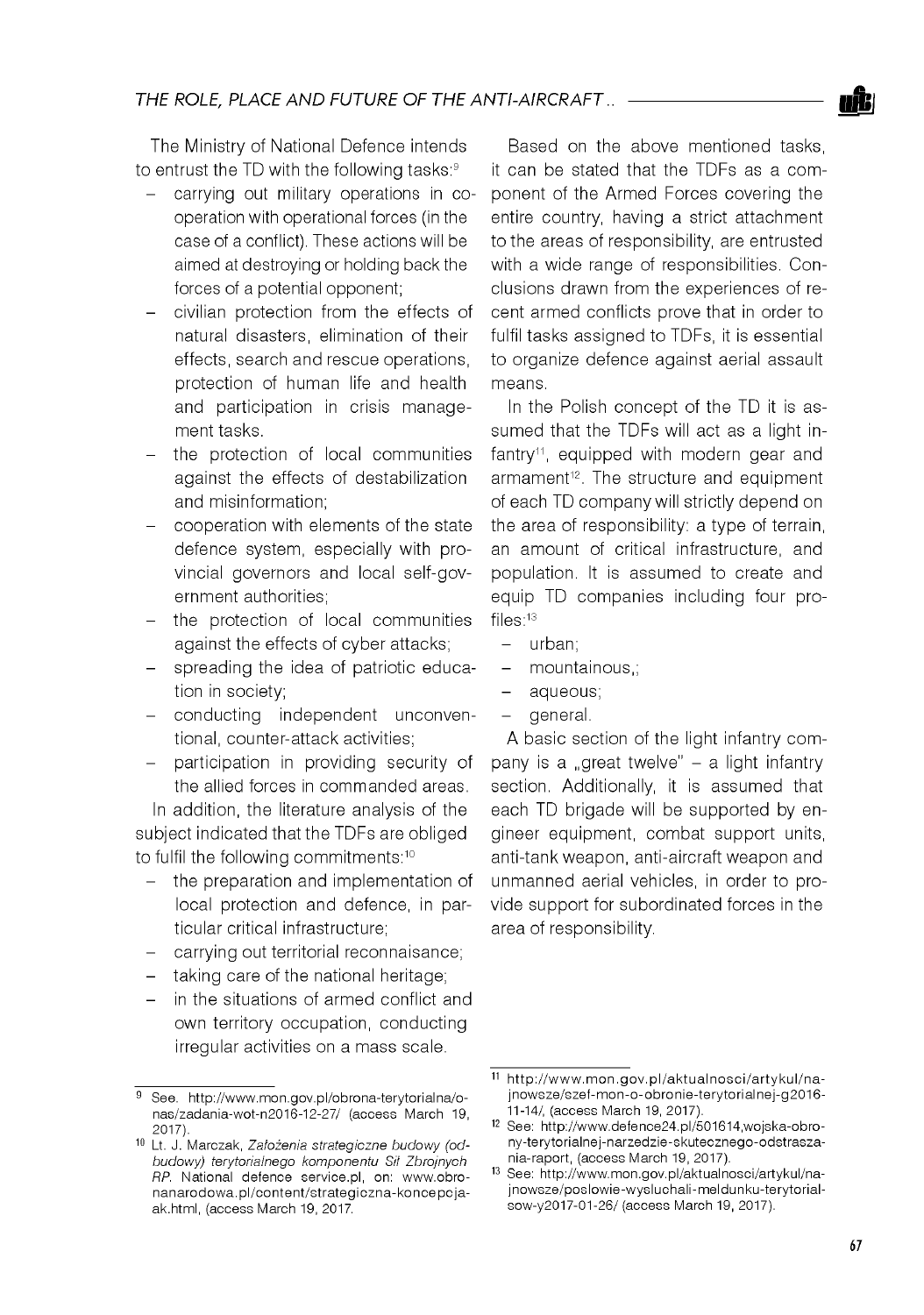The Ministry of National Defence intends to entrust the TD with the following tasks:[9]

- carrying out military operations in co-operation with operational forces (in the case of a conflict). These actions will be aimed at destroying or holding back the forces of a potential opponent;
- civilian protection from the effects of natural disasters, elimination of their effects, search and rescue operations, protection of human life and health and participation in crisis management tasks.
- the protection of local communities against the effects of destabilization and misinformation;
- cooperation with elements of the state defence system, especially with provincial governors and local self-government authorities;
- the protection of local communities against the effects of cyber attacks;
- spreading the idea of patriotic education in society;
- conducting independent unconventional, counter-attack activities;
- participation in providing security of the allied forces in commanded areas.

In addition, the literature analysis of the subject indicated that the TDFs are obliged to fulfil the following commitments:[10]

- the preparation and implementation of local protection and defence, in particular critical infrastructure;
- carrying out territorial reconnaisance;
- taking care of the national heritage;
- in the situations of armed conflict and own territory occupation, conducting irregular activities on a mass scale.

Based on the above mentioned tasks, it can be stated that the TDFs as a component of the Armed Forces covering the entire country, having a strict attachment to the areas of responsibility, are entrusted with a wide range of responsibilities. Conclusions drawn from the experiences of recent armed conflicts prove that in order to fulfil tasks assigned to TDFs, it is essential to organize defence against aerial assault means.

In the Polish concept of the TD it is assumed that the TDFs will act as a light infantry[11], equipped with modern gear and armament[12]. The structure and equipment of each TD company will strictly depend on the area of responsibility: a type of terrain, an amount of critical infrastructure, and population. It is assumed to create and equip TD companies including four profiles:[13]

- urban;
- mountainous,;
- aqueous;
- general.

A basic section of the light infantry company is a „great twelve" – a light infantry section. Additionally, it is assumed that each TD brigade will be supported by engineer equipment, combat support units, anti-tank weapon, anti-aircraft weapon and unmanned aerial vehicles, in order to provide support for subordinated forces in the area of responsibility.

---

[9] See. http://www.mon.gov.pl/obrona-terytorialna/o-nas/zadania-wot-n2016-12-27/ (access March 19, 2017).

[10] Lt. J. Marczak, *Założenia strategiczne budowy (odbudowy) terytorialnego komponentu Sił Zbrojnych RP*. National defence service.pl, on: www.obronanarodowa.pl/content/strategiczna-koncepcja-ak.html, (access March 19, 2017.

[11] http://www.mon.gov.pl/aktualnosci/artykul/najnowsze/szef-mon-o-obronie-terytorialnej-g2016-11-14/, (access March 19, 2017).

[12] See: http://www.defence24.pl/501614,wojska-obrony-terytorialnej-narzedzie-skutecznego-odstraszania-raport, (access March 19, 2017).

[13] See: http://www.mon.gov.pl/aktualnosci/artykul/najnowsze/poslowie-wysluchali-meldunku-terytorialsow-y2017-01-26/ (access March 19, 2017).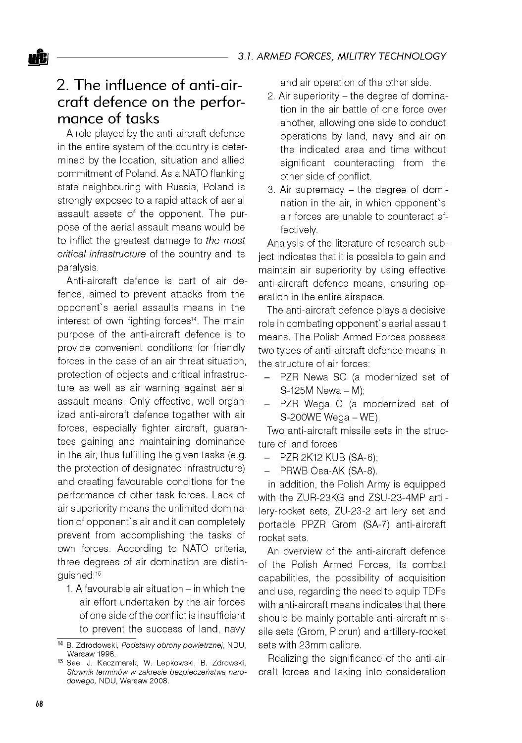## 2. The influence of anti-aircraft defence on the performance of tasks

A role played by the anti-aircraft defence in the entire system of the country is determined by the location, situation and allied commitment of Poland. As a NATO flanking state neighbouring with Russia, Poland is strongly exposed to a rapid attack of aerial assault assets of the opponent. The purpose of the aerial assault means would be to inflict the greatest damage to *the most critical infrastructure* of the country and its paralysis.

Anti-aircraft defence is part of air defence, aimed to prevent attacks from the opponent`s aerial assaults means in the interest of own fighting forces[14]. The main purpose of the anti-aircraft defence is to provide convenient conditions for friendly forces in the case of an air threat situation, protection of objects and critical infrastructure as well as air warning against aerial assault means. Only effective, well organized anti-aircraft defence together with air forces, especially fighter aircraft, guarantees gaining and maintaining dominance in the air, thus fulfilling the given tasks (e.g. the protection of designated infrastructure) and creating favourable conditions for the performance of other task forces. Lack of air superiority means the unlimited domination of opponent`s air and it can completely prevent from accomplishing the tasks of own forces. According to NATO criteria, three degrees of air domination are distinguished:[15]

1. A favourable air situation – in which the air effort undertaken by the air forces of one side of the conflict is insufficient to prevent the success of land, navy and air operation of the other side.
2. Air superiority – the degree of domination in the air battle of one force over another, allowing one side to conduct operations by land, navy and air on the indicated area and time without significant counteracting from the other side of conflict.
3. Air supremacy – the degree of domination in the air, in which opponent`s air forces are unable to counteract effectively.

Analysis of the literature of research subject indicates that it is possible to gain and maintain air superiority by using effective anti-aircraft defence means, ensuring operation in the entire airspace.

The anti-aircraft defence plays a decisive role in combating opponent`s aerial assault means. The Polish Armed Forces possess two types of anti-aircraft defence means in the structure of air forces:

- PZR Newa SC (a modernized set of S-125M Newa – M);
- PZR Wega C (a modernized set of S-200WE Wega – WE).

Two anti-aircraft missile sets in the structure of land forces:

- PZR 2K12 KUB (SA-6);
- PRWB Osa-AK (SA-8).

in addition, the Polish Army is equipped with the ZUR-23KG and ZSU-23-4MP artillery-rocket sets, ZU-23-2 artillery set and portable PPZR Grom (SA-7) anti-aircraft rocket sets.

An overview of the anti-aircraft defence of the Polish Armed Forces, its combat capabilities, the possibility of acquisition and use, regarding the need to equip TDFs with anti-aircraft means indicates that there should be mainly portable anti-aircraft missile sets (Grom, Piorun) and artillery-rocket sets with 23mm calibre.

Realizing the significance of the anti-aircraft forces and taking into consideration

---

[14] B. Zdrodowski, *Podstawy obrony powietrznej*, NDU, Warsaw 1998.

[15] See. J. Kaczmarek, W. Lepkowski, B. Zdrowski, *Słownik terminów w zakresie bezpieczeństwa narodowego,* NDU, Warsaw 2008.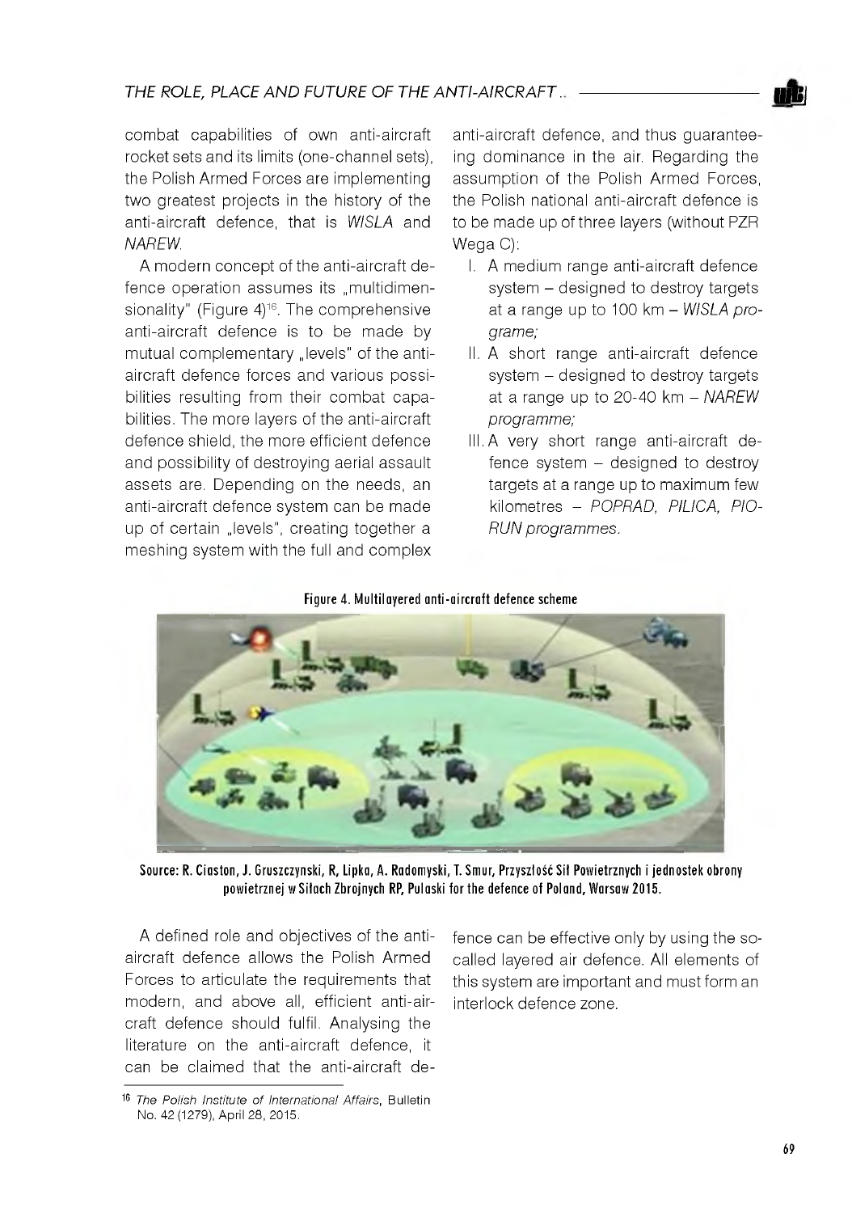combat capabilities of own anti-aircraft rocket sets and its limits (one-channel sets), the Polish Armed Forces are implementing two greatest projects in the history of the anti-aircraft defence, that is *WISLA* and *NAREW*.

A modern concept of the anti-aircraft defence operation assumes its „multidimensionality" (Figure 4)[16]. The comprehensive anti-aircraft defence is to be made by mutual complementary „levels" of the anti-aircraft defence forces and various possibilities resulting from their combat capabilities. The more layers of the anti-aircraft defence shield, the more efficient defence and possibility of destroying aerial assault assets are. Depending on the needs, an anti-aircraft defence system can be made up of certain „levels", creating together a meshing system with the full and complex anti-aircraft defence, and thus guaranteeing dominance in the air. Regarding the assumption of the Polish Armed Forces, the Polish national anti-aircraft defence is to be made up of three layers (without PZR Wega C):

I. A medium range anti-aircraft defence system – designed to destroy targets at a range up to 100 km – *WISLA programe;*
II. A short range anti-aircraft defence system – designed to destroy targets at a range up to 20-40 km – *NAREW programme;*
III. A very short range anti-aircraft defence system – designed to destroy targets at a range up to maximum few kilometres – *POPRAD, PILICA, PIORUN programmes.*

**Figure 4. Multilayered anti-aircraft defence scheme**

**Source: R. Ciaston, J. Gruszczynski, R, Lipka, A. Radomyski, T. Smur, Przyszłość Sił Powietrznych i jednostek obrony powietrznej w Siłach Zbrojnych RP, Pulaski for the defence of Poland, Warsaw 2015.**

A defined role and objectives of the anti-aircraft defence allows the Polish Armed Forces to articulate the requirements that modern, and above all, efficient anti-aircraft defence should fulfil. Analysing the literature on the anti-aircraft defence, it can be claimed that the anti-aircraft defence can be effective only by using the so-called layered air defence. All elements of this system are important and must form an interlock defence zone.

[16] *The Polish Institute of International Affairs*, Bulletin No. 42 (1279), April 28, 2015.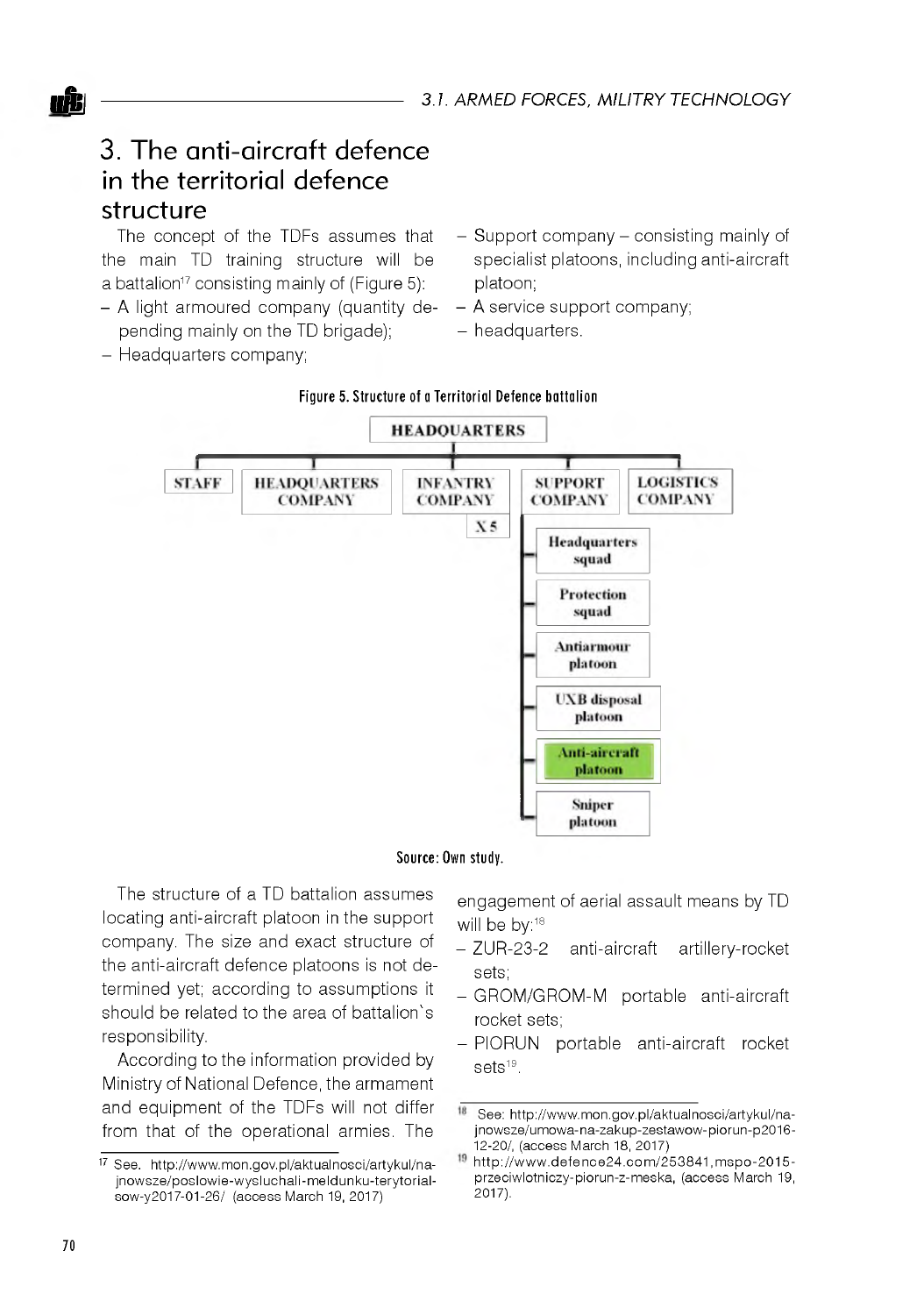## 3. The anti-aircraft defence in the territorial defence structure

The concept of the TDFs assumes that the main TD training structure will be a battalion[17] consisting mainly of (Figure 5):

- A light armoured company (quantity depending mainly on the TD brigade);
- Headquarters company;
- Support company – consisting mainly of specialist platoons, including anti-aircraft platoon;
- A service support company;
- headquarters.

**Figure 5. Structure of a Territorial Defence battalion**

- HEADQUARTERS
  - STAFF
  - HEADQUARTERS COMPANY
  - INFANTRY COMPANY (X 5)
  - SUPPORT COMPANY
    - Headquarters squad
    - Protection squad
    - Antiarmour platoon
    - UXB disposal platoon
    - Anti-aircraft platoon
    - Sniper platoon
  - LOGISTICS COMPANY

Source: Own study.

The structure of a TD battalion assumes locating anti-aircraft platoon in the support company. The size and exact structure of the anti-aircraft defence platoons is not determined yet; according to assumptions it should be related to the area of battalion`s responsibility.

According to the information provided by Ministry of National Defence, the armament and equipment of the TDFs will not differ from that of the operational armies. The engagement of aerial assault means by TD will be by:[18]

- ZUR-23-2 anti-aircraft artillery-rocket sets;
- GROM/GROM-M portable anti-aircraft rocket sets;
- PIORUN portable anti-aircraft rocket sets[19].

---

[17] See. http://www.mon.gov.pl/aktualnosci/artykul/najnowsze/poslowie-wysluchali-meldunku-terytorialsow-y2017-01-26/ (access March 19, 2017)

[18] See: http://www.mon.gov.pl/aktualnosci/artykul/najnowsze/umowa-na-zakup-zestawow-piorun-p2016-12-20/, (access March 18, 2017)

[19] http://www.defence24.com/253841,mspo-2015-przeciwlotniczy-piorun-z-meska, (access March 19, 2017).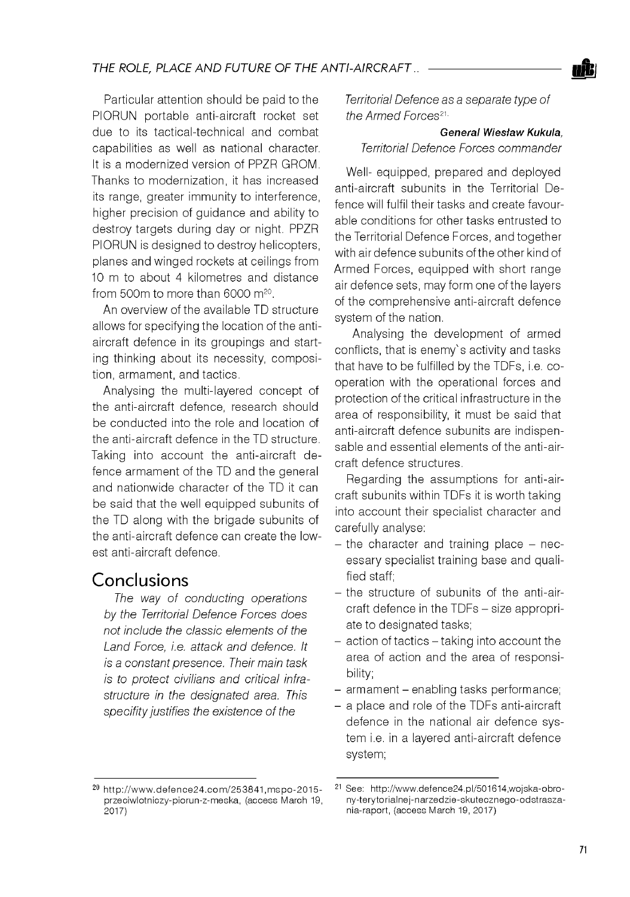Particular attention should be paid to the PIORUN portable anti-aircraft rocket set due to its tactical-technical and combat capabilities as well as national character. It is a modernized version of PPZR GROM. Thanks to modernization, it has increased its range, greater immunity to interference, higher precision of guidance and ability to destroy targets during day or night. PPZR PIORUN is designed to destroy helicopters, planes and winged rockets at ceilings from 10 m to about 4 kilometres and distance from 500m to more than 6000 m[20].

An overview of the available TD structure allows for specifying the location of the anti-aircraft defence in its groupings and starting thinking about its necessity, composition, armament, and tactics.

Analysing the multi-layered concept of the anti-aircraft defence, research should be conducted into the role and location of the anti-aircraft defence in the TD structure. Taking into account the anti-aircraft defence armament of the TD and the general and nationwide character of the TD it can be said that the well equipped subunits of the TD along with the brigade subunits of the anti-aircraft defence can create the lowest anti-aircraft defence.

## Conclusions

*The way of conducting operations by the Territorial Defence Forces does not include the classic elements of the Land Force, i.e. attack and defence. It is a constant presence. Their main task is to protect civilians and critical infrastructure in the designated area. This specifity justifies the existence of the Territorial Defence as a separate type of the Armed Forces*[21].

***General Wiesław Kukula,***
*Territorial Defence Forces commander*

Well- equipped, prepared and deployed anti-aircraft subunits in the Territorial Defence will fulfil their tasks and create favourable conditions for other tasks entrusted to the Territorial Defence Forces, and together with air defence subunits of the other kind of Armed Forces, equipped with short range air defence sets, may form one of the layers of the comprehensive anti-aircraft defence system of the nation.

Analysing the development of armed conflicts, that is enemy`s activity and tasks that have to be fulfilled by the TDFs, i.e. cooperation with the operational forces and protection of the critical infrastructure in the area of responsibility, it must be said that anti-aircraft defence subunits are indispensable and essential elements of the anti-aircraft defence structures.

Regarding the assumptions for anti-aircraft subunits within TDFs it is worth taking into account their specialist character and carefully analyse:

- the character and training place – necessary specialist training base and qualified staff;
- the structure of subunits of the anti-aircraft defence in the TDFs – size appropriate to designated tasks;
- action of tactics – taking into account the area of action and the area of responsibility;
- armament – enabling tasks performance;
- a place and role of the TDFs anti-aircraft defence in the national air defence system i.e. in a layered anti-aircraft defence system;

---

[20] http://www.defence24.com/253841,mspo-2015-przeciwlotniczy-piorun-z-meska, (access March 19, 2017)

[21] See: http://www.defence24.pl/501614,wojska-obrony-terytorialnej-narzedzie-skutecznego-odstraszania-raport, (access March 19, 2017)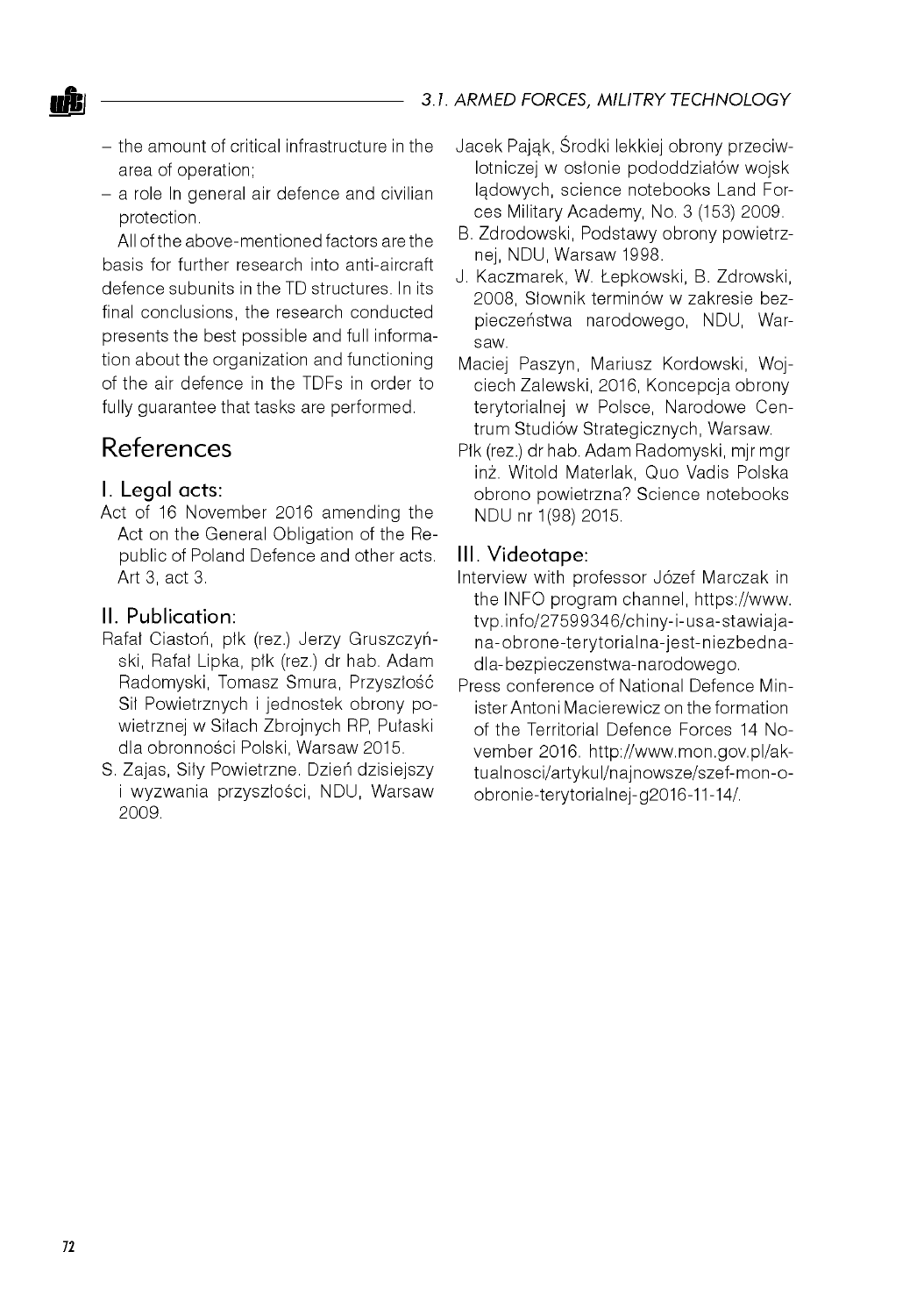– the amount of critical infrastructure in the area of operation;
– a role In general air defence and civilian protection.

All of the above-mentioned factors are the basis for further research into anti-aircraft defence subunits in the TD structures. In its final conclusions, the research conducted presents the best possible and full information about the organization and functioning of the air defence in the TDFs in order to fully guarantee that tasks are performed.

# References

## I. Legal acts:

Act of 16 November 2016 amending the Act on the General Obligation of the Republic of Poland Defence and other acts. Art 3, act 3.

## II. Publication:

Rafał Ciastoń, płk (rez.) Jerzy Gruszczyński, Rafał Lipka, płk (rez.) dr hab. Adam Radomyski, Tomasz Smura, Przyszłość Sił Powietrznych i jednostek obrony powietrznej w Siłach Zbrojnych RP, Pułaski dla obronności Polski, Warsaw 2015.

S. Zajas, Siły Powietrzne. Dzień dzisiejszy i wyzwania przyszłości, NDU, Warsaw 2009.

Jacek Pająk, Środki lekkiej obrony przeciwlotniczej w osłonie pododdziałów wojsk lądowych, science notebooks Land Forces Military Academy, No. 3 (153) 2009.

B. Zdrodowski, Podstawy obrony powietrznej, NDU, Warsaw 1998.

J. Kaczmarek, W. Łepkowski, B. Zdrowski, 2008, Słownik terminów w zakresie bezpieczeństwa narodowego, NDU, Warsaw.

Maciej Paszyn, Mariusz Kordowski, Wojciech Zalewski, 2016, Koncepcja obrony terytorialnej w Polsce, Narodowe Centrum Studiów Strategicznych, Warsaw.

Płk (rez.) dr hab. Adam Radomyski, mjr mgr inż. Witold Materlak, Quo Vadis Polska obrono powietrzna? Science notebooks NDU nr 1(98) 2015.

## III. Videotape:

Interview with professor Józef Marczak in the INFO program channel, https://www.tvp.info/27599346/chiny-i-usa-stawiaja-na-obrone-terytorialna-jest-niezbedna-dla-bezpieczenstwa-narodowego.

Press conference of National Defence Minister Antoni Macierewicz on the formation of the Territorial Defence Forces 14 November 2016. http://www.mon.gov.pl/aktualnosci/artykul/najnowsze/szef-mon-o-obronie-terytorialnej-g2016-11-14/.